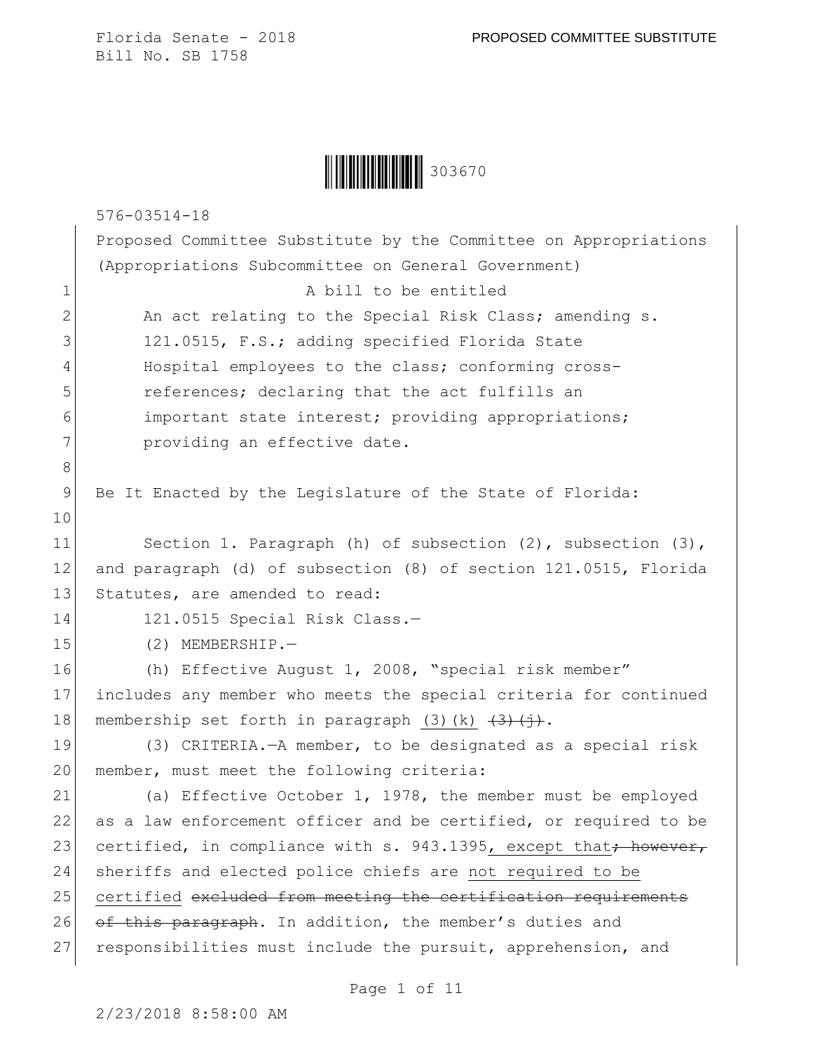Florida Senate - 2018 PROPOSED COMMITTEE SUBSTITUTE

Bill No. SB 1758

303670

576-03514-18

Proposed Committee Substitute by the Committee on Appropriations (Appropriations Subcommittee on General Government)

A bill to be entitled

An act relating to the Special Risk Class; amending s. 121.0515, F.S.; adding specified Florida State Hospital employees to the class; conforming cross-references; declaring that the act fulfills an important state interest; providing appropriations; providing an effective date.

Be It Enacted by the Legislature of the State of Florida:

Section 1. Paragraph (h) of subsection (2), subsection (3), and paragraph (d) of subsection (8) of section 121.0515, Florida Statutes, are amended to read:

121.0515 Special Risk Class.—

(2) MEMBERSHIP.—

(h) Effective August 1, 2008, "special risk member" includes any member who meets the special criteria for continued membership set forth in paragraph (3)(k) ~~(3)(j)~~.

(3) CRITERIA.—A member, to be designated as a special risk member, must meet the following criteria:

(a) Effective October 1, 1978, the member must be employed as a law enforcement officer and be certified, or required to be certified, in compliance with s. 943.1395, except that~~; however,~~ sheriffs and elected police chiefs are not required to be certified ~~excluded from meeting the certification requirements of this paragraph~~. In addition, the member's duties and responsibilities must include the pursuit, apprehension, and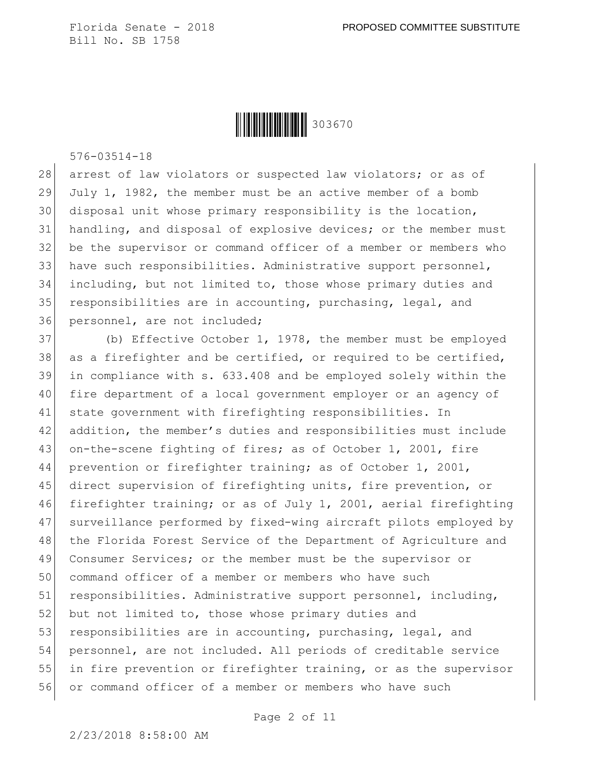arrest of law violators or suspected law violators; or as of July 1, 1982, the member must be an active member of a bomb disposal unit whose primary responsibility is the location, handling, and disposal of explosive devices; or the member must be the supervisor or command officer of a member or members who have such responsibilities. Administrative support personnel, including, but not limited to, those whose primary duties and responsibilities are in accounting, purchasing, legal, and personnel, are not included;

(b) Effective October 1, 1978, the member must be employed as a firefighter and be certified, or required to be certified, in compliance with s. 633.408 and be employed solely within the fire department of a local government employer or an agency of state government with firefighting responsibilities. In addition, the member's duties and responsibilities must include on-the-scene fighting of fires; as of October 1, 2001, fire prevention or firefighter training; as of October 1, 2001, direct supervision of firefighting units, fire prevention, or firefighter training; or as of July 1, 2001, aerial firefighting surveillance performed by fixed-wing aircraft pilots employed by the Florida Forest Service of the Department of Agriculture and Consumer Services; or the member must be the supervisor or command officer of a member or members who have such responsibilities. Administrative support personnel, including, but not limited to, those whose primary duties and responsibilities are in accounting, purchasing, legal, and personnel, are not included. All periods of creditable service in fire prevention or firefighter training, or as the supervisor or command officer of a member or members who have such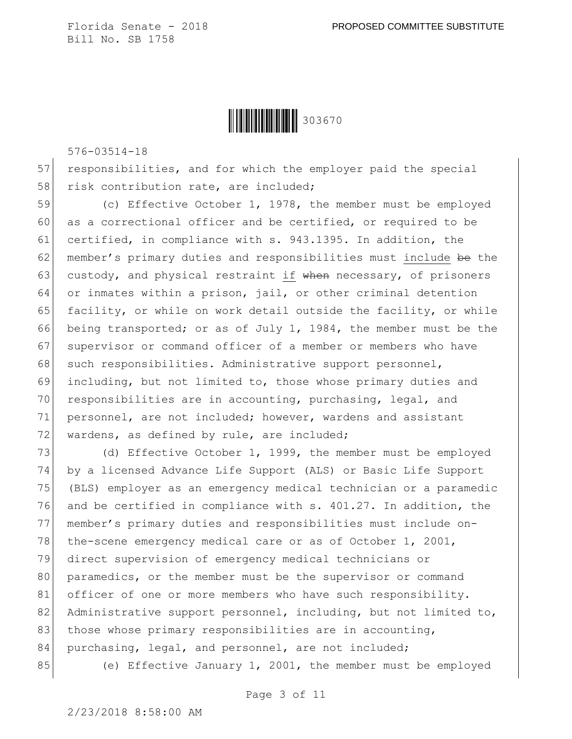responsibilities, and for which the employer paid the special risk contribution rate, are included;

(c) Effective October 1, 1978, the member must be employed as a correctional officer and be certified, or required to be certified, in compliance with s. 943.1395. In addition, the member's primary duties and responsibilities must include ~~be~~ the custody, and physical restraint if ~~when~~ necessary, of prisoners or inmates within a prison, jail, or other criminal detention facility, or while on work detail outside the facility, or while being transported; or as of July 1, 1984, the member must be the supervisor or command officer of a member or members who have such responsibilities. Administrative support personnel, including, but not limited to, those whose primary duties and responsibilities are in accounting, purchasing, legal, and personnel, are not included; however, wardens and assistant wardens, as defined by rule, are included;

(d) Effective October 1, 1999, the member must be employed by a licensed Advance Life Support (ALS) or Basic Life Support (BLS) employer as an emergency medical technician or a paramedic and be certified in compliance with s. 401.27. In addition, the member's primary duties and responsibilities must include on-the-scene emergency medical care or as of October 1, 2001, direct supervision of emergency medical technicians or paramedics, or the member must be the supervisor or command officer of one or more members who have such responsibility. Administrative support personnel, including, but not limited to, those whose primary responsibilities are in accounting, purchasing, legal, and personnel, are not included;

(e) Effective January 1, 2001, the member must be employed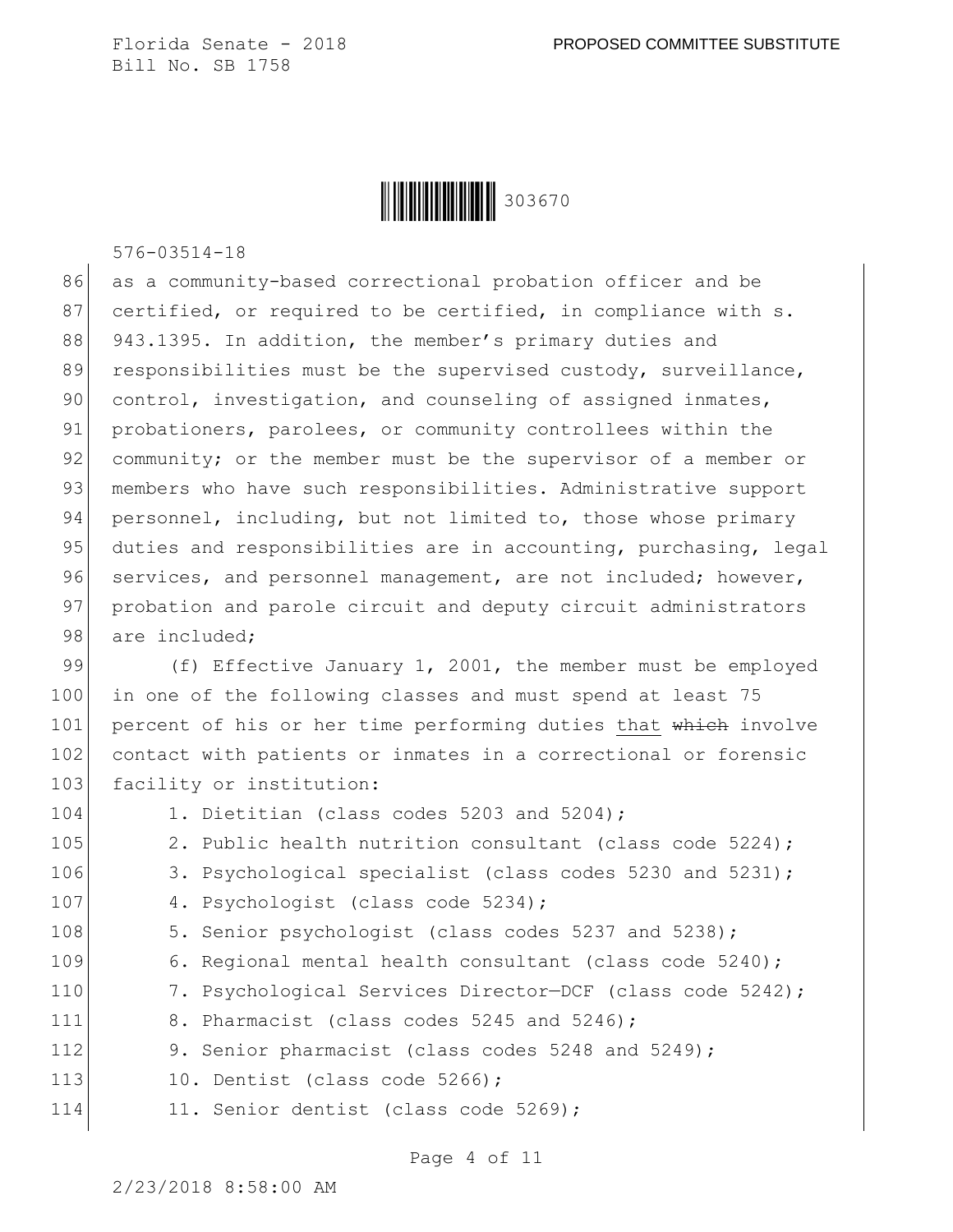as a community-based correctional probation officer and be certified, or required to be certified, in compliance with s. 943.1395. In addition, the member's primary duties and responsibilities must be the supervised custody, surveillance, control, investigation, and counseling of assigned inmates, probationers, parolees, or community controllees within the community; or the member must be the supervisor of a member or members who have such responsibilities. Administrative support personnel, including, but not limited to, those whose primary duties and responsibilities are in accounting, purchasing, legal services, and personnel management, are not included; however, probation and parole circuit and deputy circuit administrators are included;

(f) Effective January 1, 2001, the member must be employed in one of the following classes and must spend at least 75 percent of his or her time performing duties that ~~which~~ involve contact with patients or inmates in a correctional or forensic facility or institution:

1. Dietitian (class codes 5203 and 5204);
2. Public health nutrition consultant (class code 5224);
3. Psychological specialist (class codes 5230 and 5231);
4. Psychologist (class code 5234);
5. Senior psychologist (class codes 5237 and 5238);
6. Regional mental health consultant (class code 5240);
7. Psychological Services Director—DCF (class code 5242);
8. Pharmacist (class codes 5245 and 5246);
9. Senior pharmacist (class codes 5248 and 5249);
10. Dentist (class code 5266);
11. Senior dentist (class code 5269);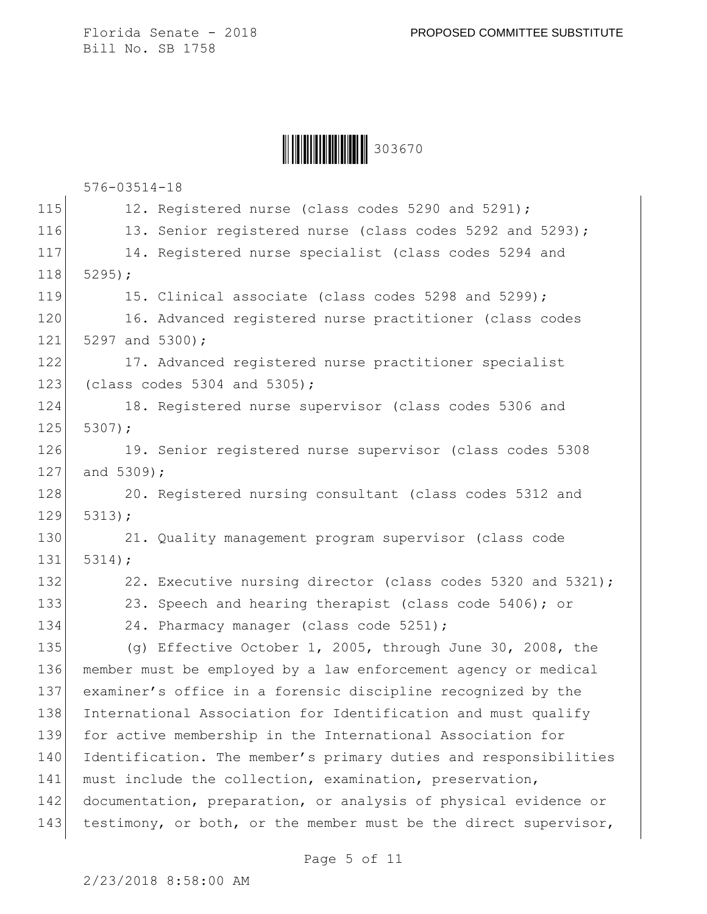12. Registered nurse (class codes 5290 and 5291);

13. Senior registered nurse (class codes 5292 and 5293);

14. Registered nurse specialist (class codes 5294 and 5295);

15. Clinical associate (class codes 5298 and 5299);

16. Advanced registered nurse practitioner (class codes 5297 and 5300);

17. Advanced registered nurse practitioner specialist (class codes 5304 and 5305);

18. Registered nurse supervisor (class codes 5306 and 5307);

19. Senior registered nurse supervisor (class codes 5308 and 5309);

20. Registered nursing consultant (class codes 5312 and 5313);

21. Quality management program supervisor (class code 5314);

22. Executive nursing director (class codes 5320 and 5321);

23. Speech and hearing therapist (class code 5406); or

24. Pharmacy manager (class code 5251);

(g) Effective October 1, 2005, through June 30, 2008, the member must be employed by a law enforcement agency or medical examiner's office in a forensic discipline recognized by the International Association for Identification and must qualify for active membership in the International Association for Identification. The member's primary duties and responsibilities must include the collection, examination, preservation, documentation, preparation, or analysis of physical evidence or testimony, or both, or the member must be the direct supervisor,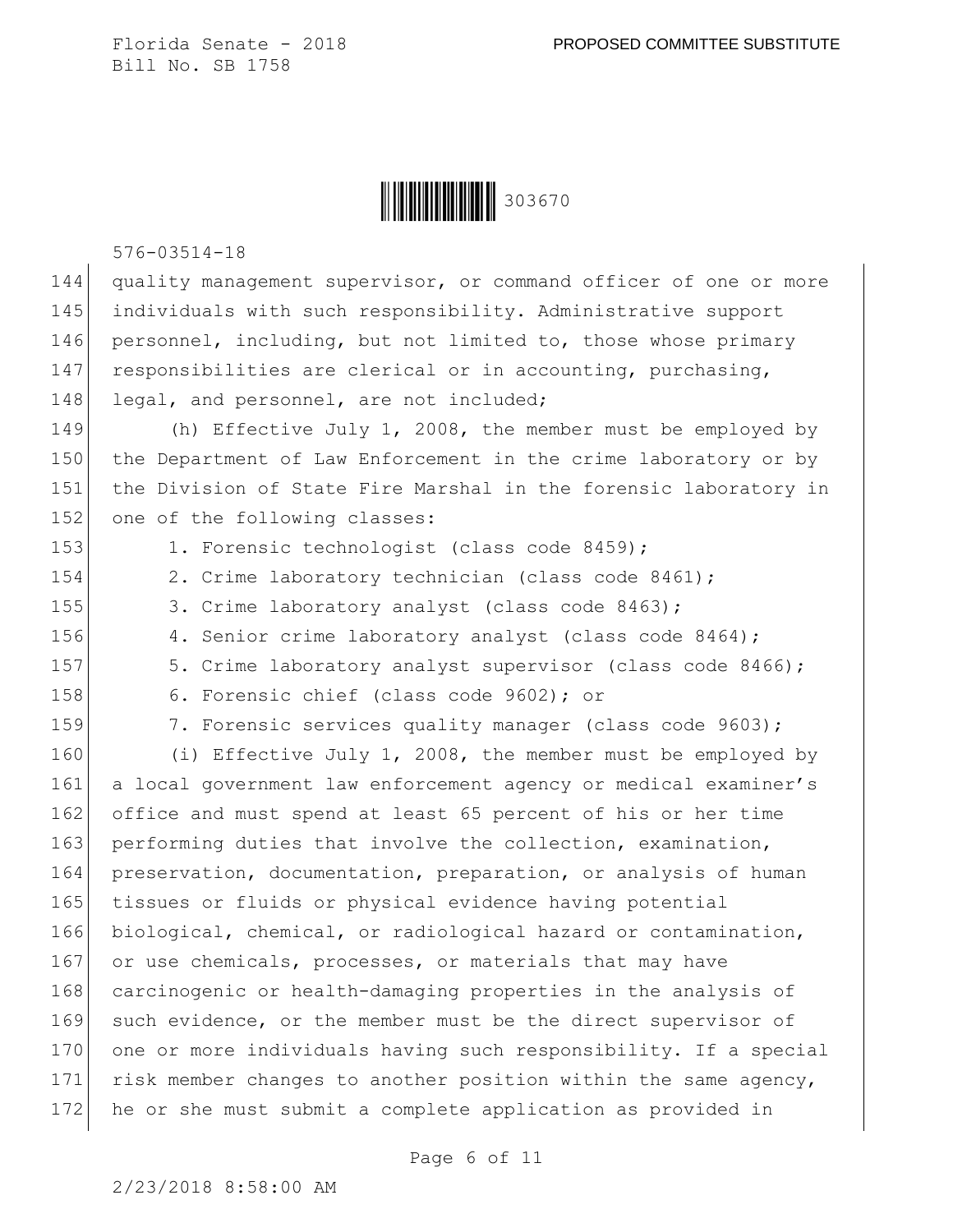quality management supervisor, or command officer of one or more individuals with such responsibility. Administrative support personnel, including, but not limited to, those whose primary responsibilities are clerical or in accounting, purchasing, legal, and personnel, are not included;

(h) Effective July 1, 2008, the member must be employed by the Department of Law Enforcement in the crime laboratory or by the Division of State Fire Marshal in the forensic laboratory in one of the following classes:

1. Forensic technologist (class code 8459);
2. Crime laboratory technician (class code 8461);
3. Crime laboratory analyst (class code 8463);
4. Senior crime laboratory analyst (class code 8464);
5. Crime laboratory analyst supervisor (class code 8466);
6. Forensic chief (class code 9602); or
7. Forensic services quality manager (class code 9603);

(i) Effective July 1, 2008, the member must be employed by a local government law enforcement agency or medical examiner's office and must spend at least 65 percent of his or her time performing duties that involve the collection, examination, preservation, documentation, preparation, or analysis of human tissues or fluids or physical evidence having potential biological, chemical, or radiological hazard or contamination, or use chemicals, processes, or materials that may have carcinogenic or health-damaging properties in the analysis of such evidence, or the member must be the direct supervisor of one or more individuals having such responsibility. If a special risk member changes to another position within the same agency, he or she must submit a complete application as provided in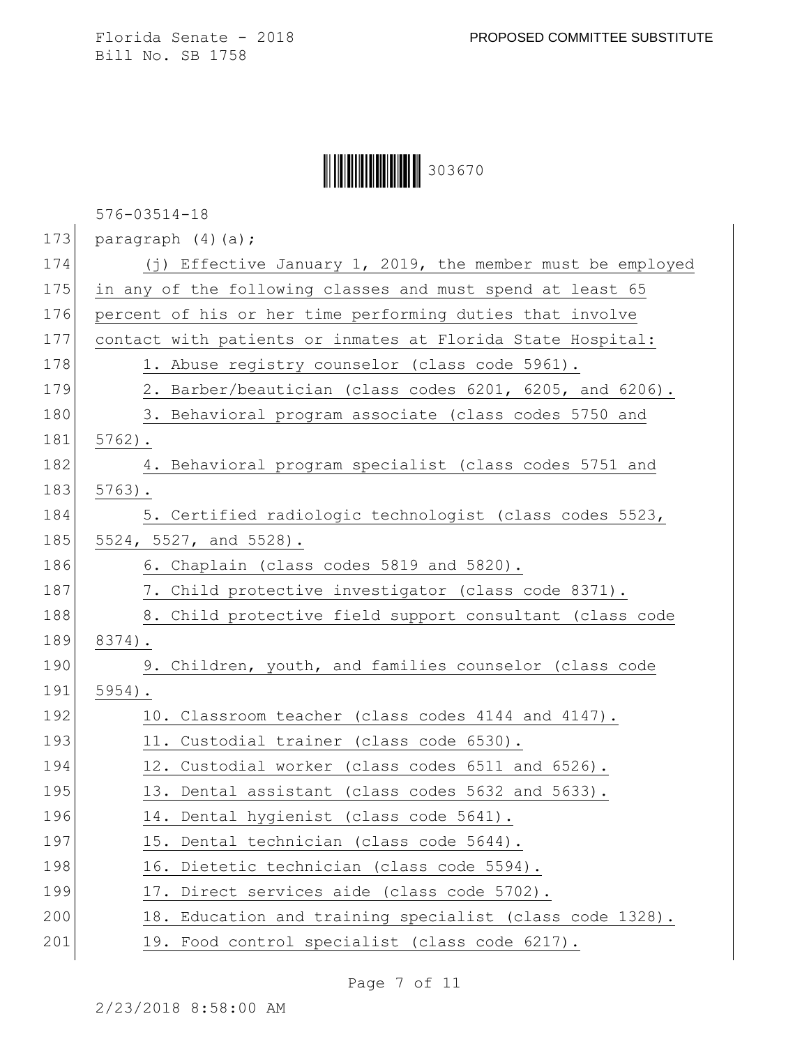paragraph (4)(a);

(j) Effective January 1, 2019, the member must be employed in any of the following classes and must spend at least 65 percent of his or her time performing duties that involve contact with patients or inmates at Florida State Hospital:

1. Abuse registry counselor (class code 5961).
2. Barber/beautician (class codes 6201, 6205, and 6206).
3. Behavioral program associate (class codes 5750 and 5762).
4. Behavioral program specialist (class codes 5751 and 5763).
5. Certified radiologic technologist (class codes 5523, 5524, 5527, and 5528).
6. Chaplain (class codes 5819 and 5820).
7. Child protective investigator (class code 8371).
8. Child protective field support consultant (class code 8374).
9. Children, youth, and families counselor (class code 5954).
10. Classroom teacher (class codes 4144 and 4147).
11. Custodial trainer (class code 6530).
12. Custodial worker (class codes 6511 and 6526).
13. Dental assistant (class codes 5632 and 5633).
14. Dental hygienist (class code 5641).
15. Dental technician (class code 5644).
16. Dietetic technician (class code 5594).
17. Direct services aide (class code 5702).
18. Education and training specialist (class code 1328).
19. Food control specialist (class code 6217).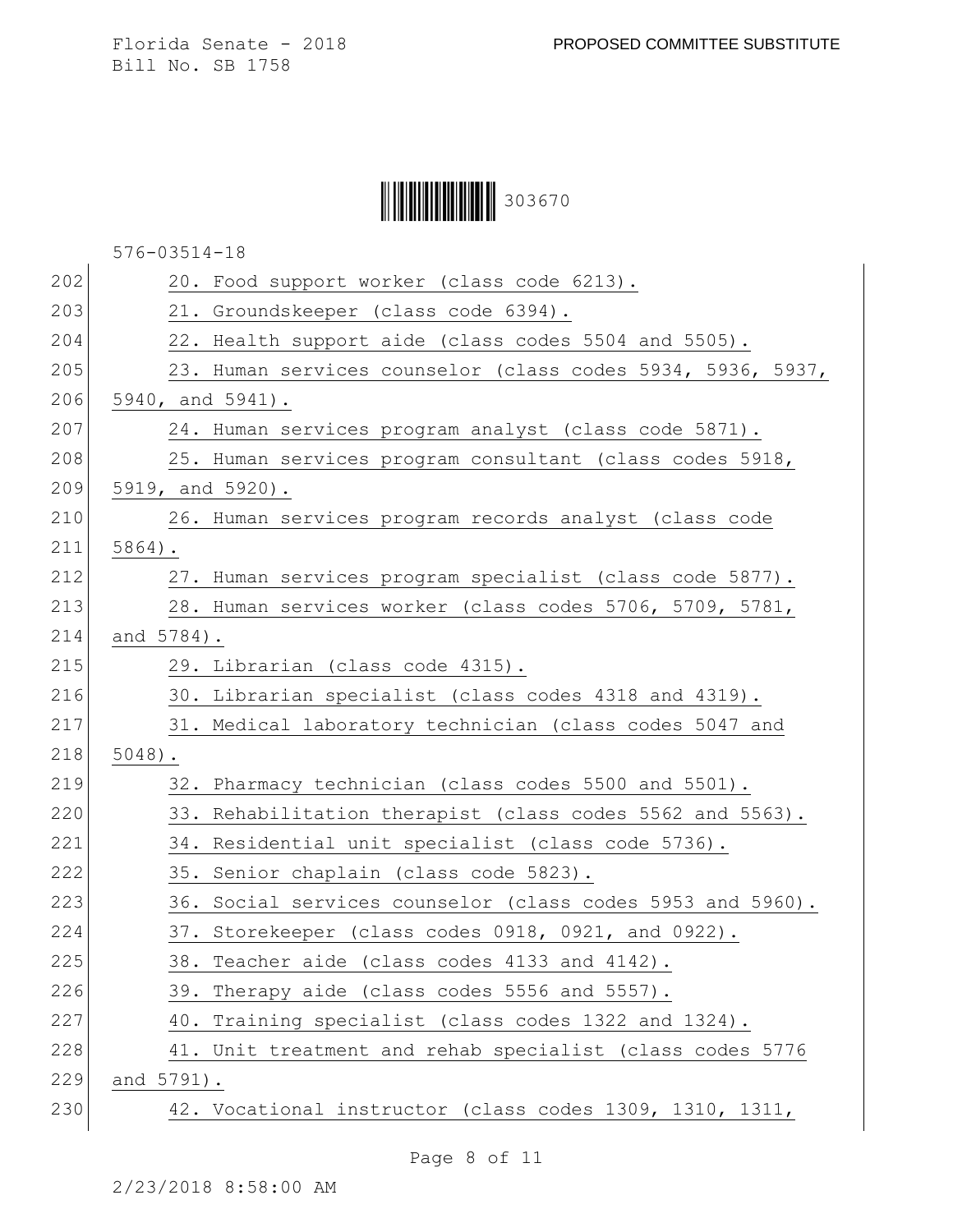20. Food support worker (class code 6213).

21. Groundskeeper (class code 6394).

22. Health support aide (class codes 5504 and 5505).

23. Human services counselor (class codes 5934, 5936, 5937, 5940, and 5941).

24. Human services program analyst (class code 5871).

25. Human services program consultant (class codes 5918, 5919, and 5920).

26. Human services program records analyst (class code 5864).

27. Human services program specialist (class code 5877).

28. Human services worker (class codes 5706, 5709, 5781, and 5784).

29. Librarian (class code 4315).

30. Librarian specialist (class codes 4318 and 4319).

31. Medical laboratory technician (class codes 5047 and 5048).

32. Pharmacy technician (class codes 5500 and 5501).

33. Rehabilitation therapist (class codes 5562 and 5563).

34. Residential unit specialist (class code 5736).

35. Senior chaplain (class code 5823).

36. Social services counselor (class codes 5953 and 5960).

37. Storekeeper (class codes 0918, 0921, and 0922).

38. Teacher aide (class codes 4133 and 4142).

39. Therapy aide (class codes 5556 and 5557).

40. Training specialist (class codes 1322 and 1324).

41. Unit treatment and rehab specialist (class codes 5776 and 5791).

42. Vocational instructor (class codes 1309, 1310, 1311,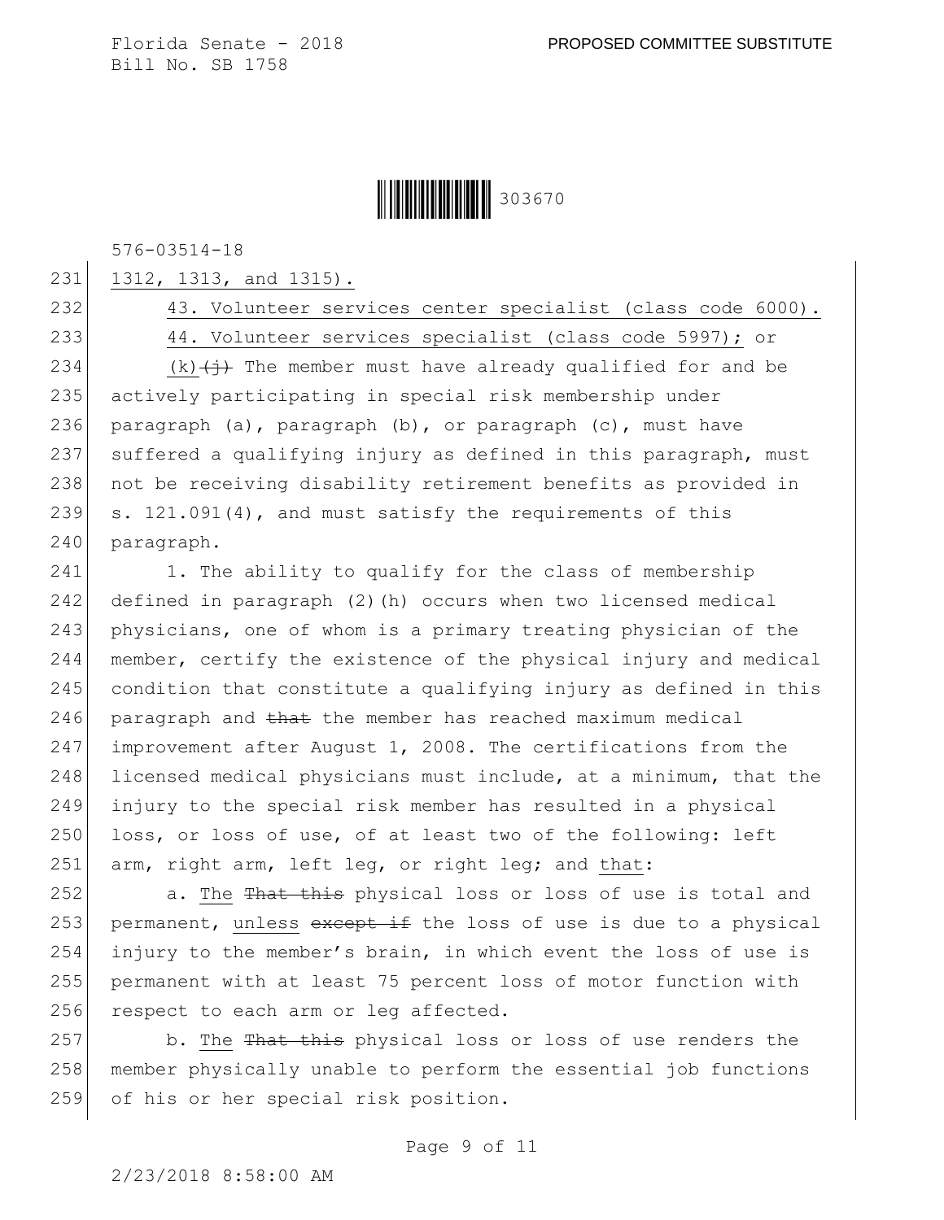1312, 1313, and 1315).

43. Volunteer services center specialist (class code 6000).

44. Volunteer services specialist (class code 5997); or

(k)~~(j)~~ The member must have already qualified for and be actively participating in special risk membership under paragraph (a), paragraph (b), or paragraph (c), must have suffered a qualifying injury as defined in this paragraph, must not be receiving disability retirement benefits as provided in s. 121.091(4), and must satisfy the requirements of this paragraph.

1. The ability to qualify for the class of membership defined in paragraph (2)(h) occurs when two licensed medical physicians, one of whom is a primary treating physician of the member, certify the existence of the physical injury and medical condition that constitute a qualifying injury as defined in this paragraph and ~~that~~ the member has reached maximum medical improvement after August 1, 2008. The certifications from the licensed medical physicians must include, at a minimum, that the injury to the special risk member has resulted in a physical loss, or loss of use, of at least two of the following: left arm, right arm, left leg, or right leg; and that:

a. The ~~That this~~ physical loss or loss of use is total and permanent, unless ~~except if~~ the loss of use is due to a physical injury to the member's brain, in which event the loss of use is permanent with at least 75 percent loss of motor function with respect to each arm or leg affected.

b. The ~~That this~~ physical loss or loss of use renders the member physically unable to perform the essential job functions of his or her special risk position.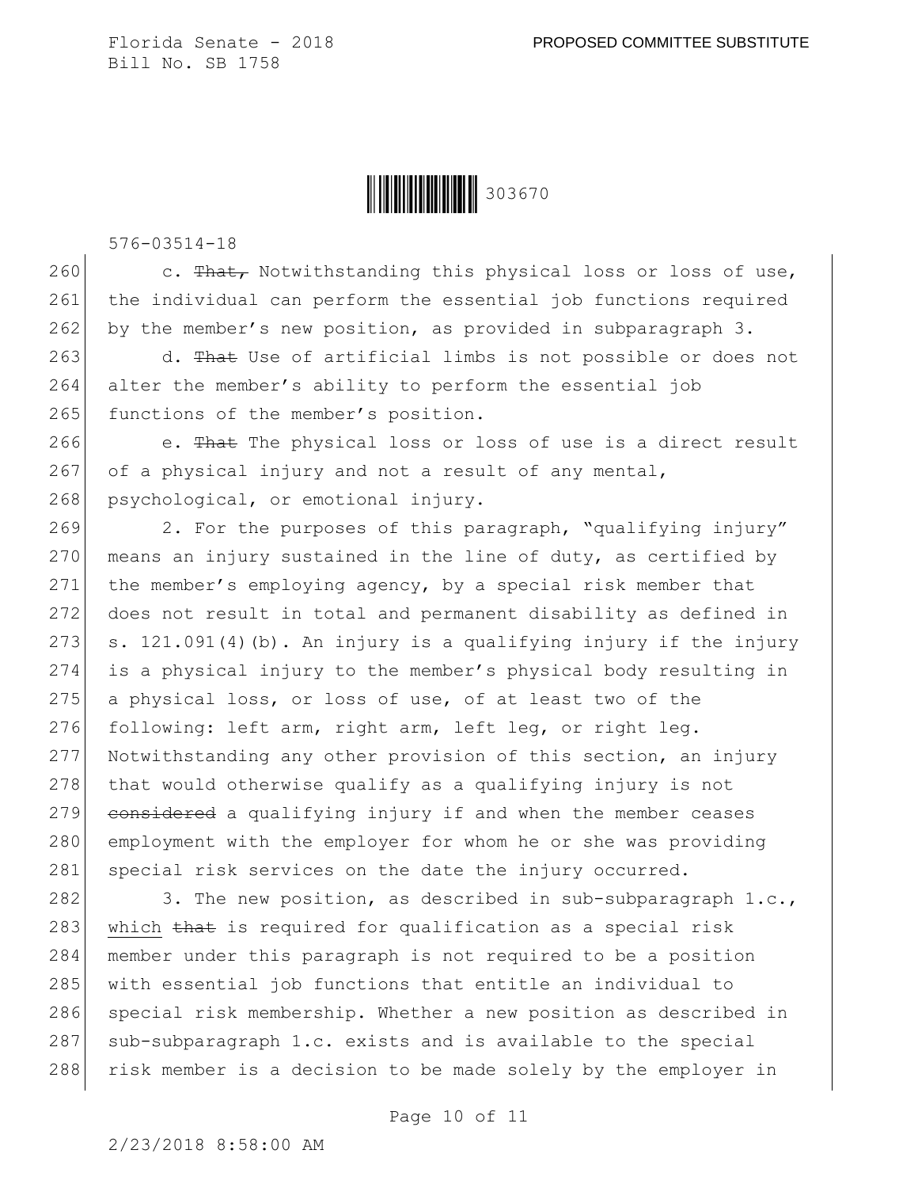c. ~~That,~~ Notwithstanding this physical loss or loss of use, the individual can perform the essential job functions required by the member's new position, as provided in subparagraph 3.

d. ~~That~~ Use of artificial limbs is not possible or does not alter the member's ability to perform the essential job functions of the member's position.

e. ~~That~~ The physical loss or loss of use is a direct result of a physical injury and not a result of any mental, psychological, or emotional injury.

2. For the purposes of this paragraph, "qualifying injury" means an injury sustained in the line of duty, as certified by the member's employing agency, by a special risk member that does not result in total and permanent disability as defined in s. 121.091(4)(b). An injury is a qualifying injury if the injury is a physical injury to the member's physical body resulting in a physical loss, or loss of use, of at least two of the following: left arm, right arm, left leg, or right leg. Notwithstanding any other provision of this section, an injury that would otherwise qualify as a qualifying injury is not ~~considered~~ a qualifying injury if and when the member ceases employment with the employer for whom he or she was providing special risk services on the date the injury occurred.

3. The new position, as described in sub-subparagraph 1.c., which ~~that~~ is required for qualification as a special risk member under this paragraph is not required to be a position with essential job functions that entitle an individual to special risk membership. Whether a new position as described in sub-subparagraph 1.c. exists and is available to the special risk member is a decision to be made solely by the employer in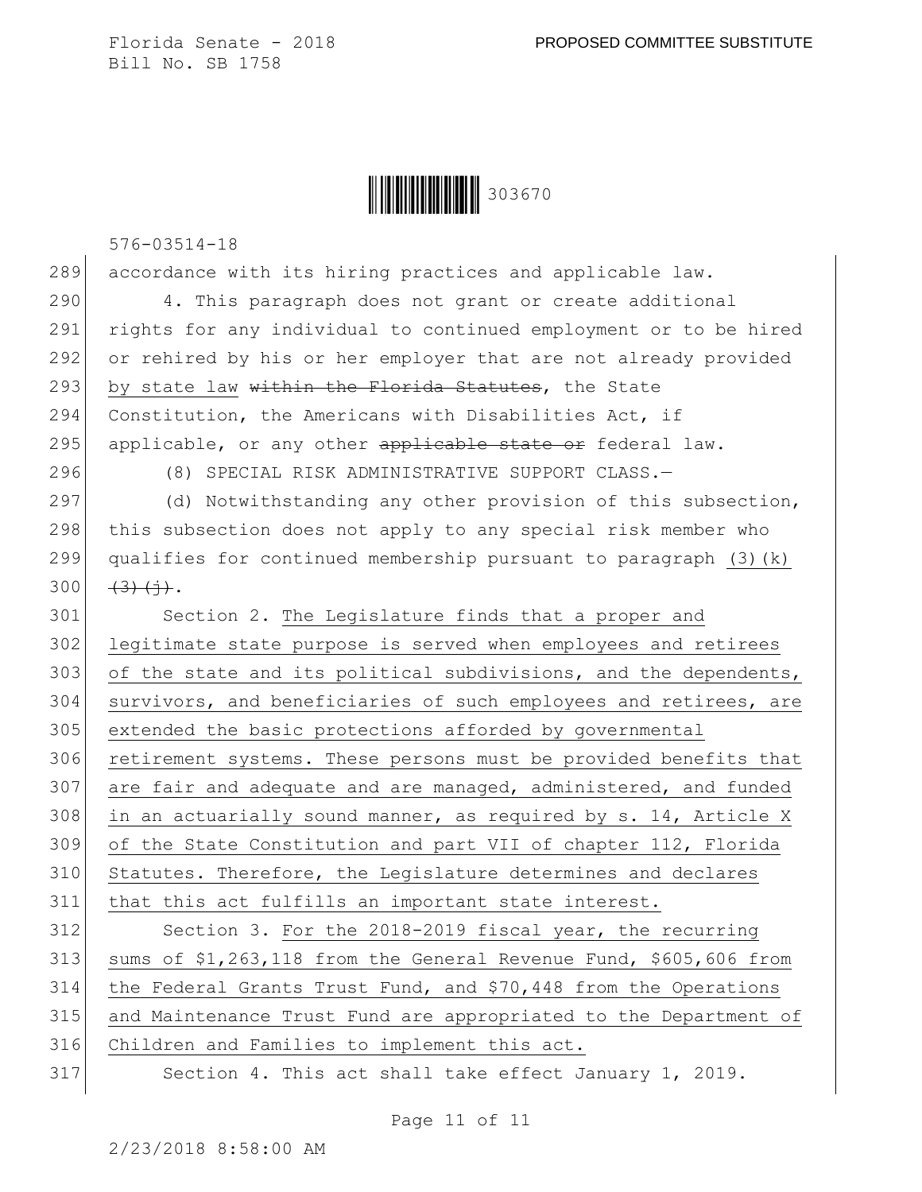accordance with its hiring practices and applicable law.

4. This paragraph does not grant or create additional rights for any individual to continued employment or to be hired or rehired by his or her employer that are not already provided by state law ~~within the Florida Statutes~~, the State Constitution, the Americans with Disabilities Act, if applicable, or any other ~~applicable state or~~ federal law.

(8) SPECIAL RISK ADMINISTRATIVE SUPPORT CLASS.—

(d) Notwithstanding any other provision of this subsection, this subsection does not apply to any special risk member who qualifies for continued membership pursuant to paragraph <u>(3)(k)</u> ~~(3)(j)~~.

Section 2. <u>The Legislature finds that a proper and legitimate state purpose is served when employees and retirees of the state and its political subdivisions, and the dependents, survivors, and beneficiaries of such employees and retirees, are extended the basic protections afforded by governmental retirement systems. These persons must be provided benefits that are fair and adequate and are managed, administered, and funded in an actuarially sound manner, as required by s. 14, Article X of the State Constitution and part VII of chapter 112, Florida Statutes. Therefore, the Legislature determines and declares that this act fulfills an important state interest.</u>

Section 3. <u>For the 2018-2019 fiscal year, the recurring sums of $1,263,118 from the General Revenue Fund, $605,606 from the Federal Grants Trust Fund, and $70,448 from the Operations and Maintenance Trust Fund are appropriated to the Department of Children and Families to implement this act.</u>

Section 4. This act shall take effect January 1, 2019.